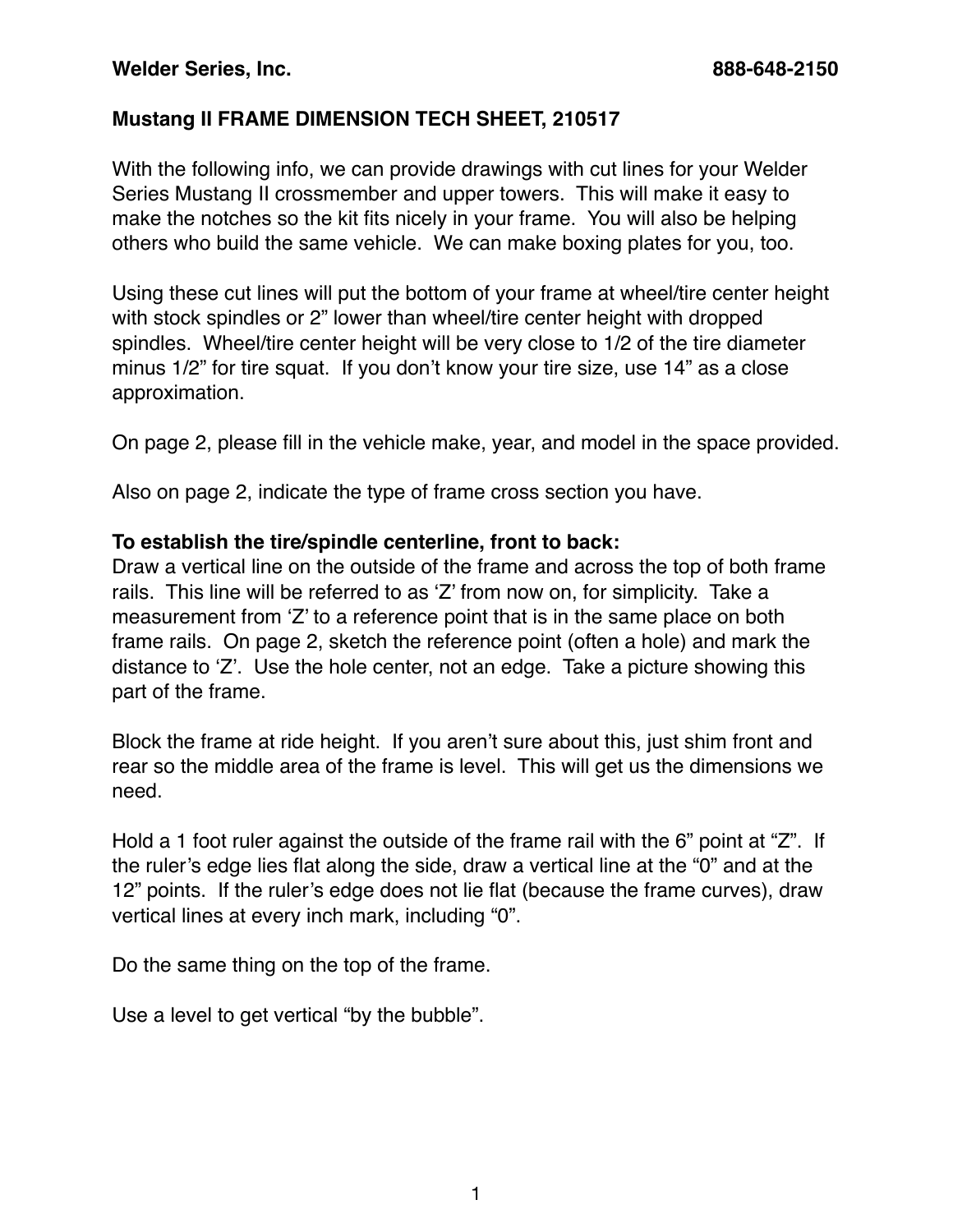**Welder Series, Inc.** **888-648-2150**

**Mustang II FRAME DIMENSION TECH SHEET, 210517**

With the following info, we can provide drawings with cut lines for your Welder Series Mustang II crossmember and upper towers. This will make it easy to make the notches so the kit fits nicely in your frame. You will also be helping others who build the same vehicle. We can make boxing plates for you, too.

Using these cut lines will put the bottom of your frame at wheel/tire center height with stock spindles or 2" lower than wheel/tire center height with dropped spindles. Wheel/tire center height will be very close to 1/2 of the tire diameter minus 1/2" for tire squat. If you don't know your tire size, use 14" as a close approximation.

On page 2, please fill in the vehicle make, year, and model in the space provided.

Also on page 2, indicate the type of frame cross section you have.

**To establish the tire/spindle centerline, front to back:**
Draw a vertical line on the outside of the frame and across the top of both frame rails. This line will be referred to as 'Z' from now on, for simplicity. Take a measurement from 'Z' to a reference point that is in the same place on both frame rails. On page 2, sketch the reference point (often a hole) and mark the distance to 'Z'. Use the hole center, not an edge. Take a picture showing this part of the frame.

Block the frame at ride height. If you aren't sure about this, just shim front and rear so the middle area of the frame is level. This will get us the dimensions we need.

Hold a 1 foot ruler against the outside of the frame rail with the 6" point at "Z". If the ruler's edge lies flat along the side, draw a vertical line at the "0" and at the 12" points. If the ruler's edge does not lie flat (because the frame curves), draw vertical lines at every inch mark, including "0".

Do the same thing on the top of the frame.

Use a level to get vertical "by the bubble".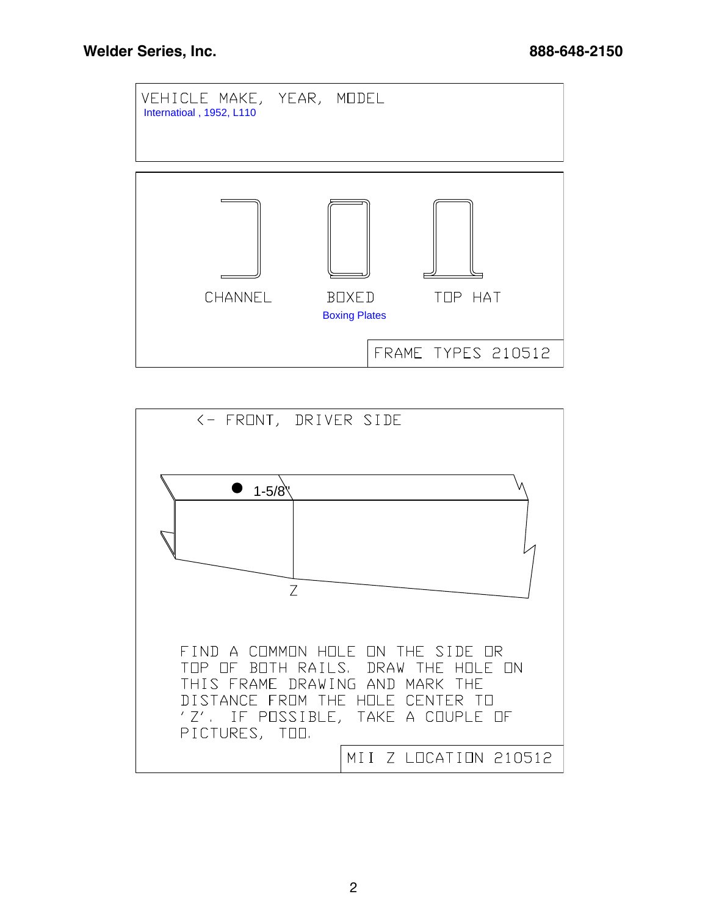**Welder Series, Inc.** **888-648-2150**

VEHICLE MAKE, YEAR, MODEL

Internatioal , 1952, L110

CHANNEL

BOXED

Boxing Plates

TOP HAT

FRAME TYPES 210512

<- FRONT, DRIVER SIDE

1-5/8"

Z

FIND A COMMON HOLE ON THE SIDE OR TOP OF BOTH RAILS. DRAW THE HOLE ON THIS FRAME DRAWING AND MARK THE DISTANCE FROM THE HOLE CENTER TO 'Z'. IF POSSIBLE, TAKE A COUPLE OF PICTURES, TOO.

MII Z LOCATION 210512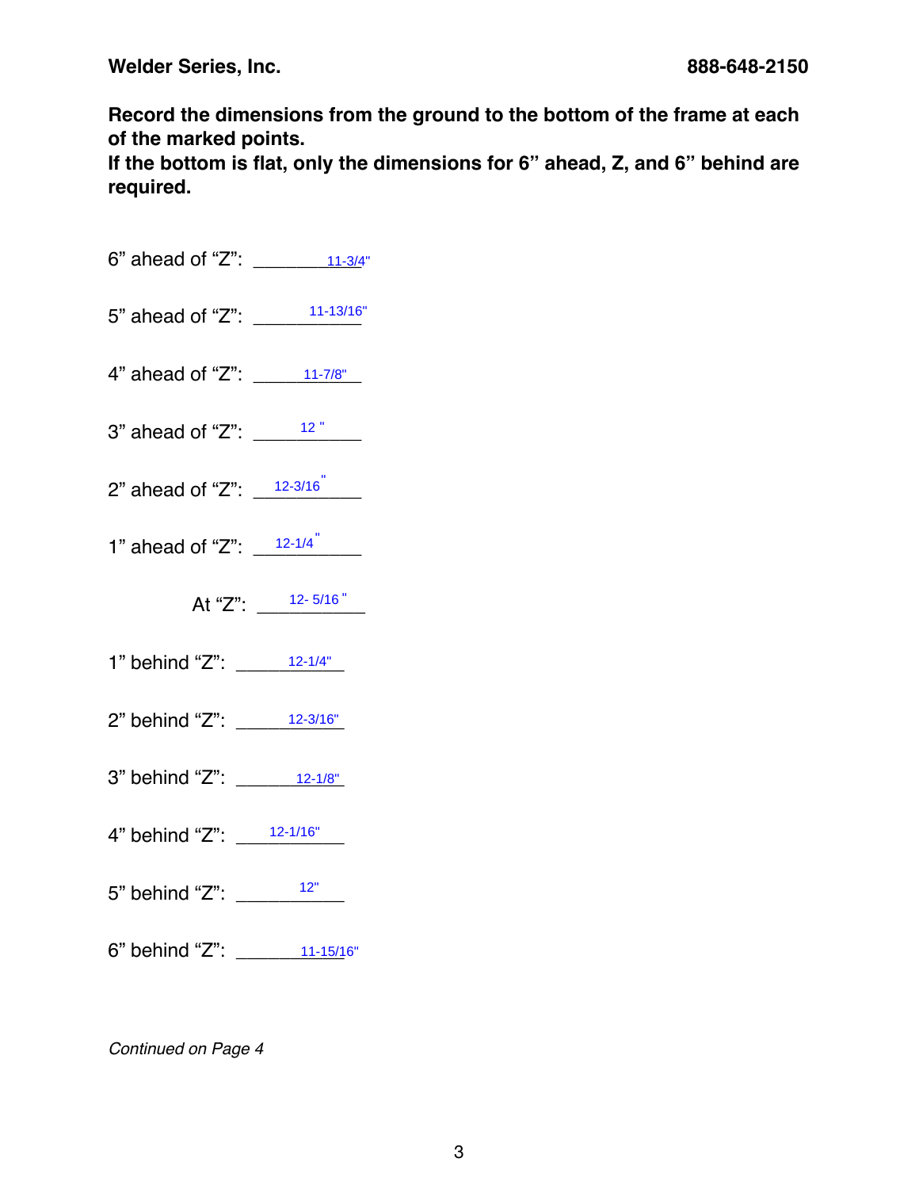**Record the dimensions from the ground to the bottom of the frame at each of the marked points.**
**If the bottom is flat, only the dimensions for 6" ahead, Z, and 6" behind are required.**

6" ahead of "Z": 11-3/4"

5" ahead of "Z": 11-13/16"

4" ahead of "Z": 11-7/8"

3" ahead of "Z": 12 "

2" ahead of "Z": 12-3/16"

1" ahead of "Z": 12-1/4"

At "Z": 12- 5/16 "

1" behind "Z": 12-1/4"

2" behind "Z": 12-3/16"

3" behind "Z": 12-1/8"

4" behind "Z": 12-1/16"

5" behind "Z": 12"

6" behind "Z": 11-15/16"

*Continued on Page 4*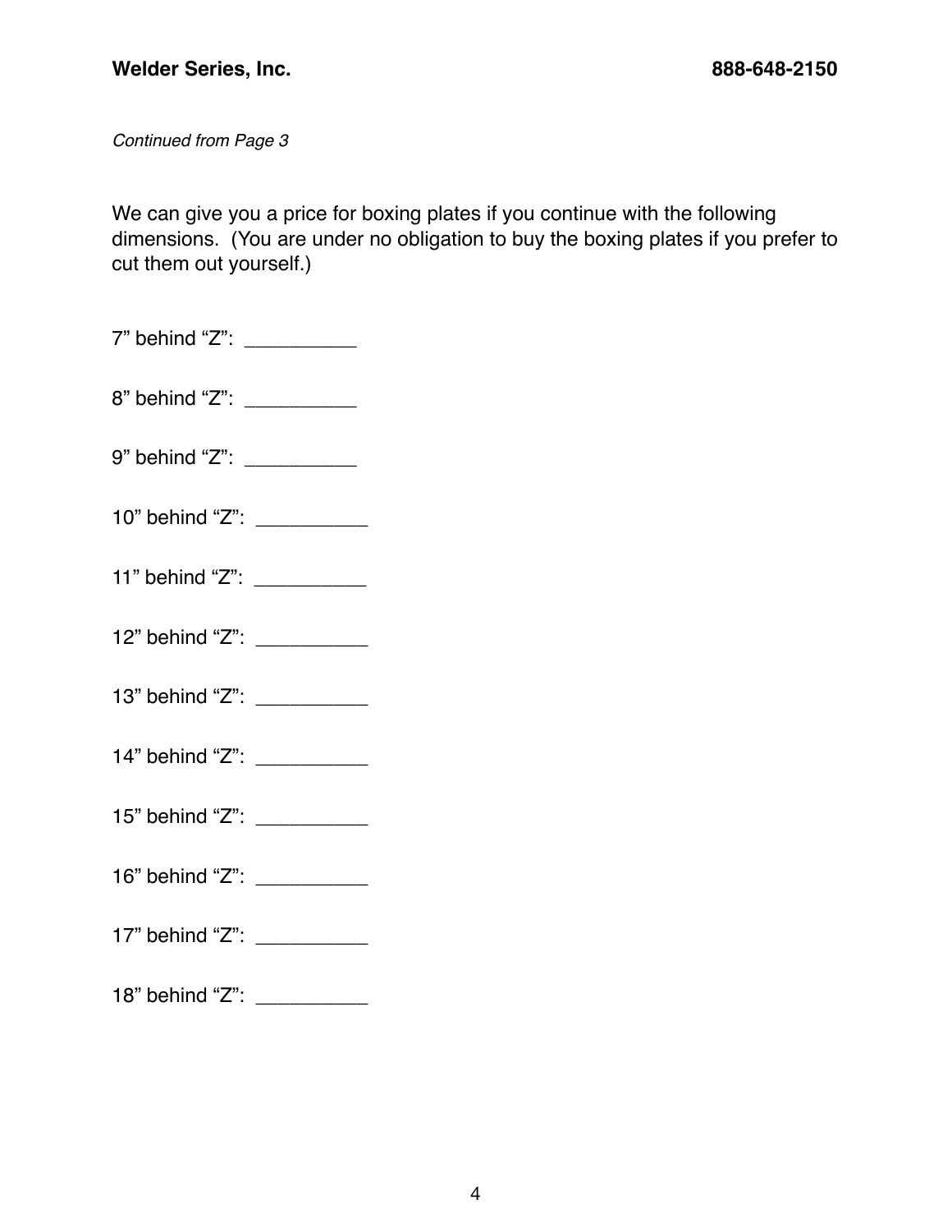*Continued from Page 3*

We can give you a price for boxing plates if you continue with the following dimensions. (You are under no obligation to buy the boxing plates if you prefer to cut them out yourself.)

7” behind “Z”: __________

8” behind “Z”: __________

9” behind “Z”: __________

10” behind “Z”: __________

11” behind “Z”: __________

12” behind “Z”: __________

13” behind “Z”: __________

14” behind “Z”: __________

15” behind “Z”: __________

16” behind “Z”: __________

17” behind “Z”: __________

18” behind “Z”: __________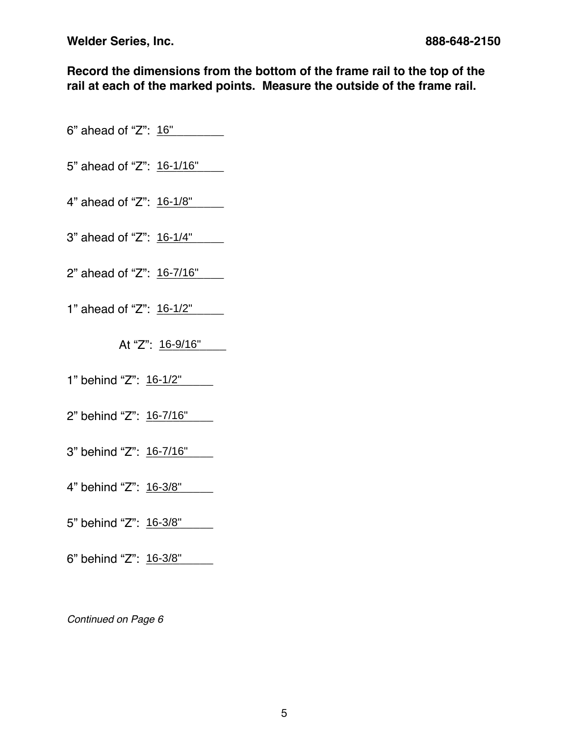**Record the dimensions from the bottom of the frame rail to the top of the rail at each of the marked points. Measure the outside of the frame rail.**

6" ahead of "Z": 16"

5" ahead of "Z": 16-1/16"

4" ahead of "Z": 16-1/8"

3" ahead of "Z": 16-1/4"

2" ahead of "Z": 16-7/16"

1" ahead of "Z": 16-1/2"

At "Z": 16-9/16"

1" behind "Z": 16-1/2"

2" behind "Z": 16-7/16"

3" behind "Z": 16-7/16"

4" behind "Z": 16-3/8"

5" behind "Z": 16-3/8"

6" behind "Z": 16-3/8"

*Continued on Page 6*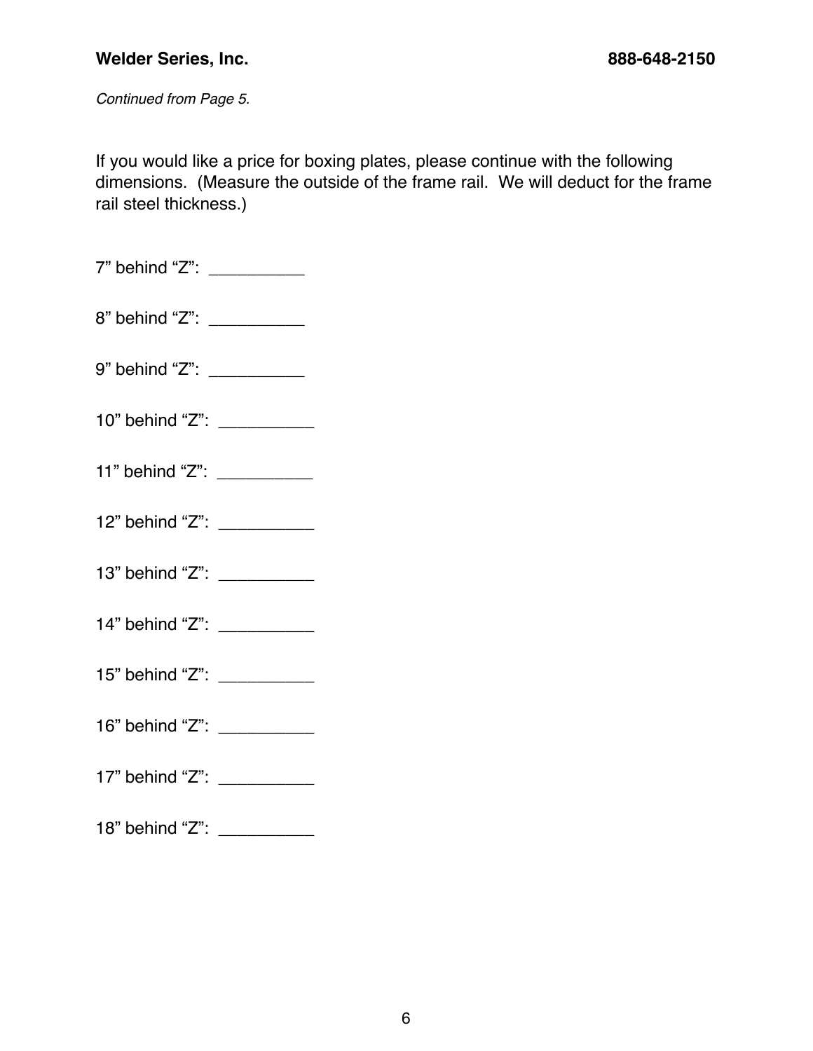*Continued from Page 5.*

If you would like a price for boxing plates, please continue with the following dimensions. (Measure the outside of the frame rail. We will deduct for the frame rail steel thickness.)

7” behind “Z”: __________

8” behind “Z”: __________

9” behind “Z”: __________

10” behind “Z”: __________

11” behind “Z”: __________

12” behind “Z”: __________

13” behind “Z”: __________

14” behind “Z”: __________

15” behind “Z”: __________

16” behind “Z”: __________

17” behind “Z”: __________

18” behind “Z”: __________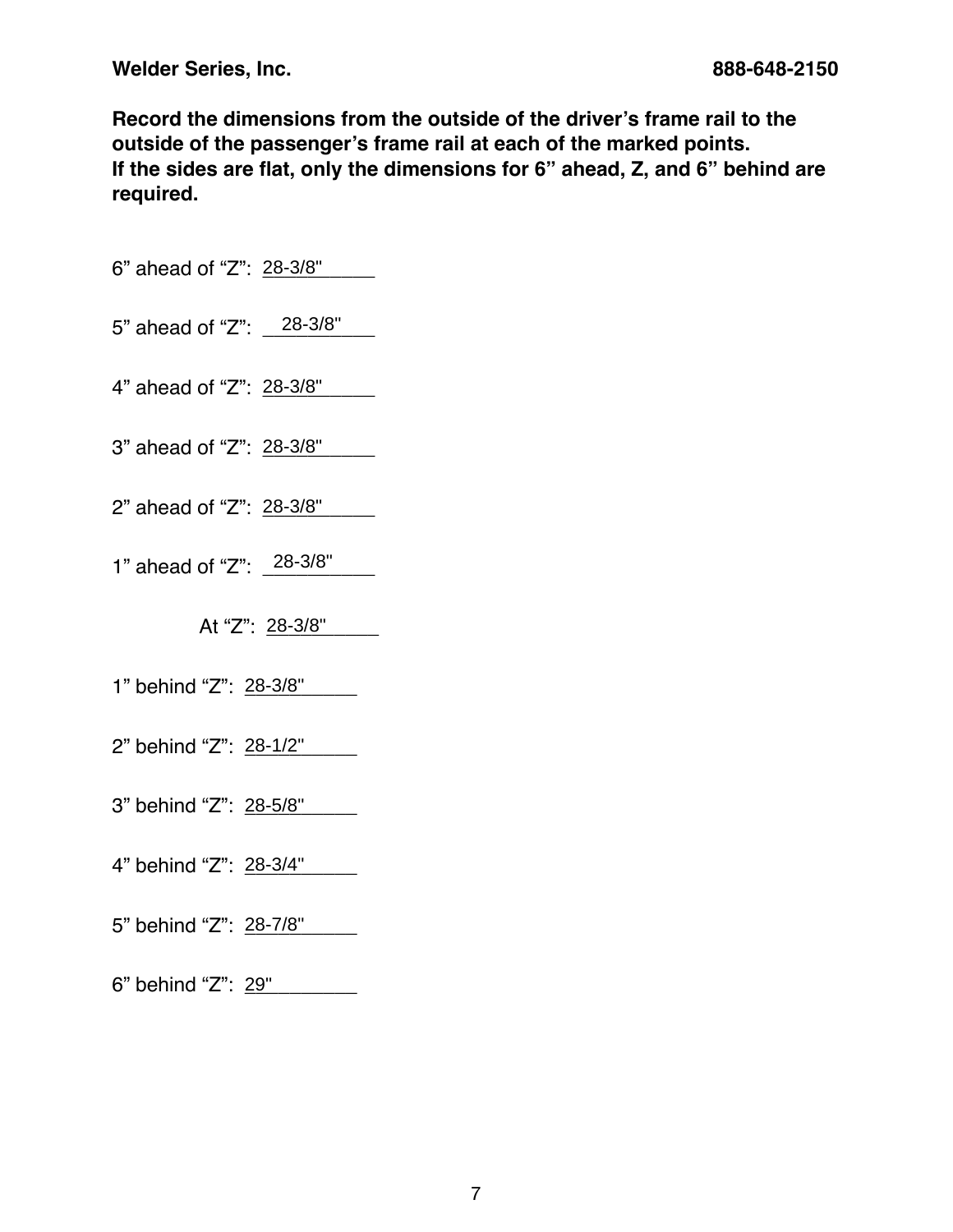**Record the dimensions from the outside of the driver's frame rail to the outside of the passenger's frame rail at each of the marked points.**
**If the sides are flat, only the dimensions for 6" ahead, Z, and 6" behind are required.**

6" ahead of "Z": 28-3/8"

5" ahead of "Z": 28-3/8"

4" ahead of "Z": 28-3/8"

3" ahead of "Z": 28-3/8"

2" ahead of "Z": 28-3/8"

1" ahead of "Z": 28-3/8"

At "Z": 28-3/8"

1" behind "Z": 28-3/8"

2" behind "Z": 28-1/2"

3" behind "Z": 28-5/8"

4" behind "Z": 28-3/4"

5" behind "Z": 28-7/8"

6" behind "Z": 29"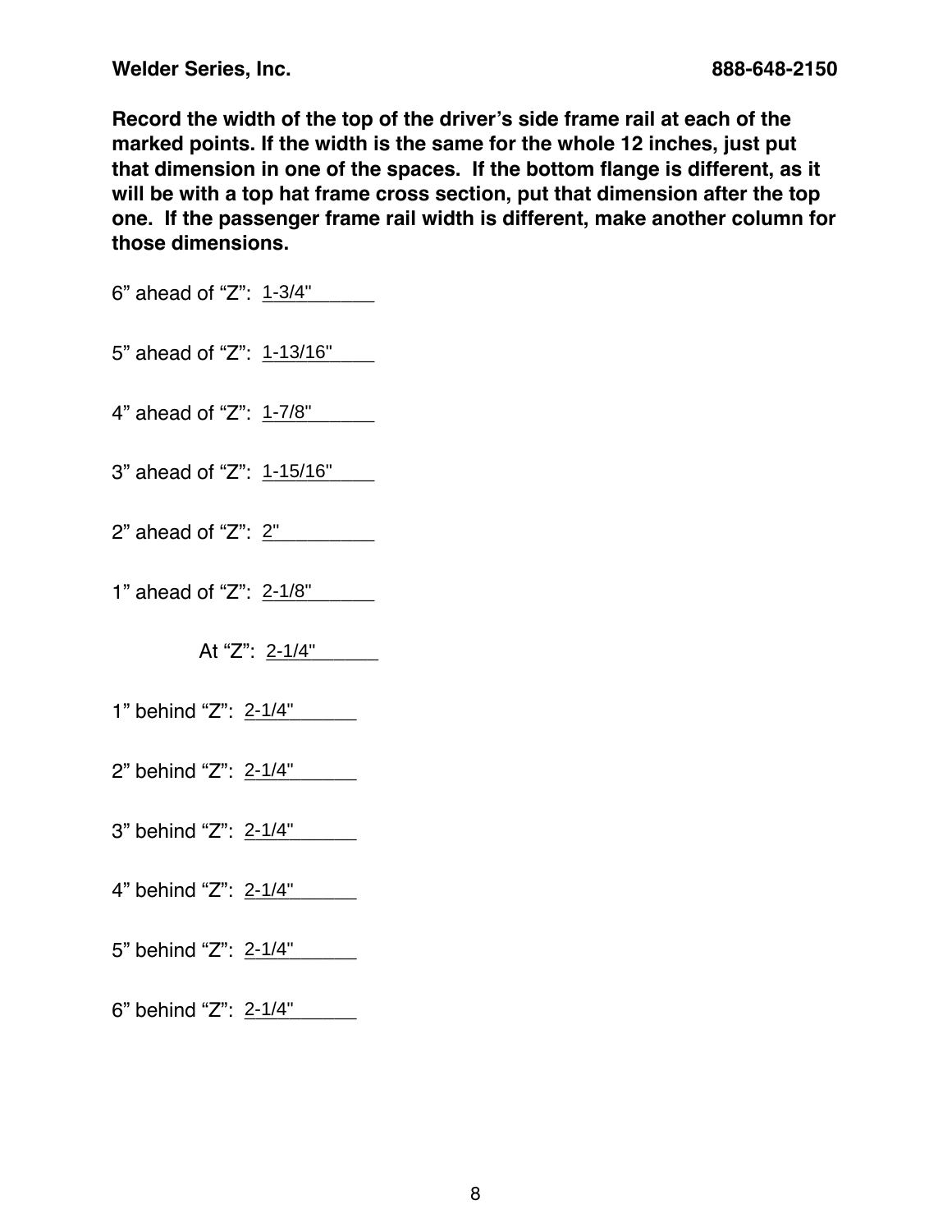**Record the width of the top of the driver's side frame rail at each of the marked points. If the width is the same for the whole 12 inches, just put that dimension in one of the spaces. If the bottom flange is different, as it will be with a top hat frame cross section, put that dimension after the top one. If the passenger frame rail width is different, make another column for those dimensions.**

6" ahead of "Z": 1-3/4"

5" ahead of "Z": 1-13/16"

4" ahead of "Z": 1-7/8"

3" ahead of "Z": 1-15/16"

2" ahead of "Z": 2"

1" ahead of "Z": 2-1/8"

At "Z": 2-1/4"

1" behind "Z": 2-1/4"

2" behind "Z": 2-1/4"

3" behind "Z": 2-1/4"

4" behind "Z": 2-1/4"

5" behind "Z": 2-1/4"

6" behind "Z": 2-1/4"